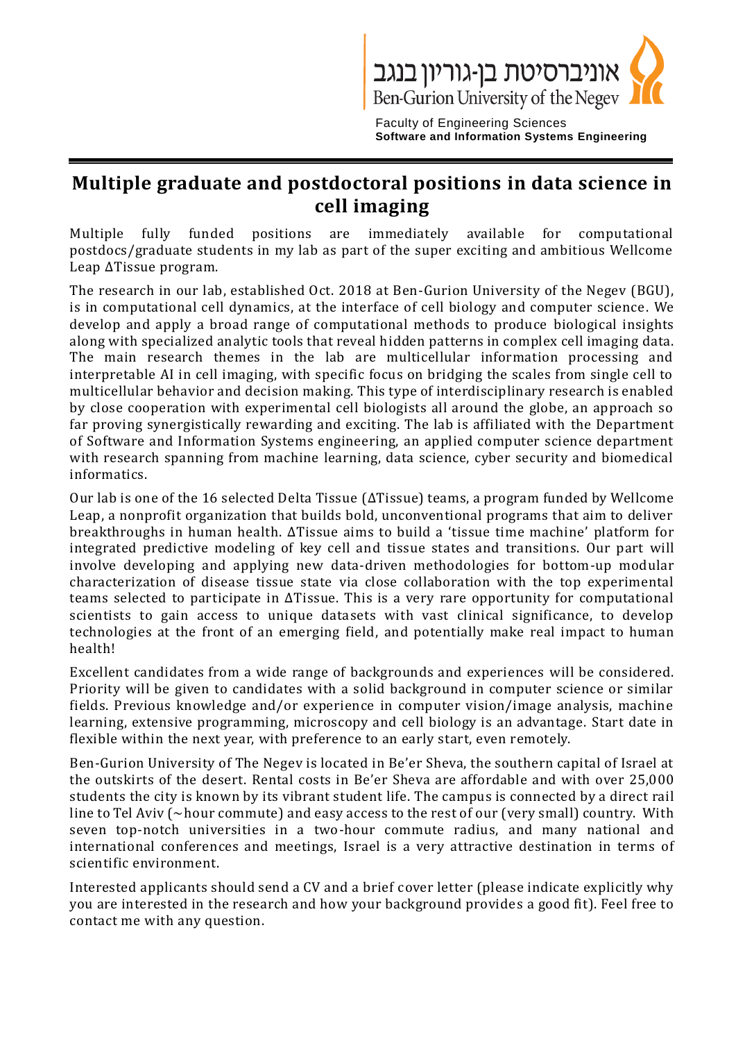אוניברסיטת בן-גוריון בנגב
Ben-Gurion University of the Negev

Faculty of Engineering Sciences
**Software and Information Systems Engineering**

# Multiple graduate and postdoctoral positions in data science in cell imaging

Multiple fully funded positions are immediately available for computational postdocs/graduate students in my lab as part of the super exciting and ambitious Wellcome Leap ΔTissue program.

The research in our lab, established Oct. 2018 at Ben-Gurion University of the Negev (BGU), is in computational cell dynamics, at the interface of cell biology and computer science. We develop and apply a broad range of computational methods to produce biological insights along with specialized analytic tools that reveal hidden patterns in complex cell imaging data. The main research themes in the lab are multicellular information processing and interpretable AI in cell imaging, with specific focus on bridging the scales from single cell to multicellular behavior and decision making. This type of interdisciplinary research is enabled by close cooperation with experimental cell biologists all around the globe, an approach so far proving synergistically rewarding and exciting. The lab is affiliated with the Department of Software and Information Systems engineering, an applied computer science department with research spanning from machine learning, data science, cyber security and biomedical informatics.

Our lab is one of the 16 selected Delta Tissue (ΔTissue) teams, a program funded by Wellcome Leap, a nonprofit organization that builds bold, unconventional programs that aim to deliver breakthroughs in human health. ΔTissue aims to build a 'tissue time machine' platform for integrated predictive modeling of key cell and tissue states and transitions. Our part will involve developing and applying new data-driven methodologies for bottom-up modular characterization of disease tissue state via close collaboration with the top experimental teams selected to participate in ΔTissue. This is a very rare opportunity for computational scientists to gain access to unique datasets with vast clinical significance, to develop technologies at the front of an emerging field, and potentially make real impact to human health!

Excellent candidates from a wide range of backgrounds and experiences will be considered. Priority will be given to candidates with a solid background in computer science or similar fields. Previous knowledge and/or experience in computer vision/image analysis, machine learning, extensive programming, microscopy and cell biology is an advantage. Start date in flexible within the next year, with preference to an early start, even remotely.

Ben-Gurion University of The Negev is located in Be'er Sheva, the southern capital of Israel at the outskirts of the desert. Rental costs in Be'er Sheva are affordable and with over 25,000 students the city is known by its vibrant student life. The campus is connected by a direct rail line to Tel Aviv (~hour commute) and easy access to the rest of our (very small) country. With seven top-notch universities in a two-hour commute radius, and many national and international conferences and meetings, Israel is a very attractive destination in terms of scientific environment.

Interested applicants should send a CV and a brief cover letter (please indicate explicitly why you are interested in the research and how your background provides a good fit). Feel free to contact me with any question.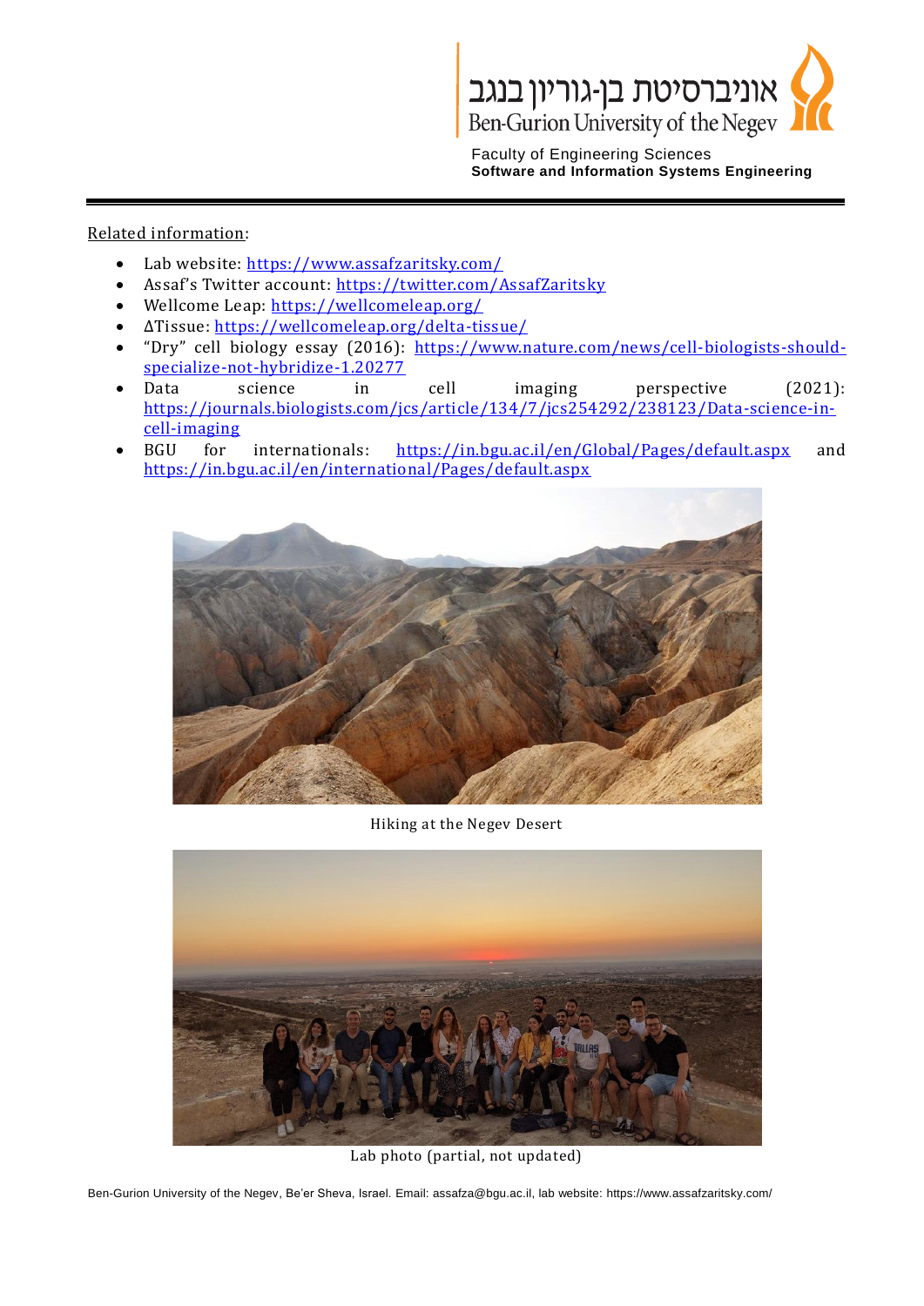Related information:

- Lab website: https://www.assafzaritsky.com/
- Assaf's Twitter account: https://twitter.com/AssafZaritsky
- Wellcome Leap: https://wellcomeleap.org/
- ΔTissue: https://wellcomeleap.org/delta-tissue/
- "Dry" cell biology essay (2016): https://www.nature.com/news/cell-biologists-should-specialize-not-hybridize-1.20277
- Data science in cell imaging perspective (2021): https://journals.biologists.com/jcs/article/134/7/jcs254292/238123/Data-science-in-cell-imaging
- BGU for internationals: https://in.bgu.ac.il/en/Global/Pages/default.aspx and https://in.bgu.ac.il/en/international/Pages/default.aspx

Hiking at the Negev Desert

Lab photo (partial, not updated)